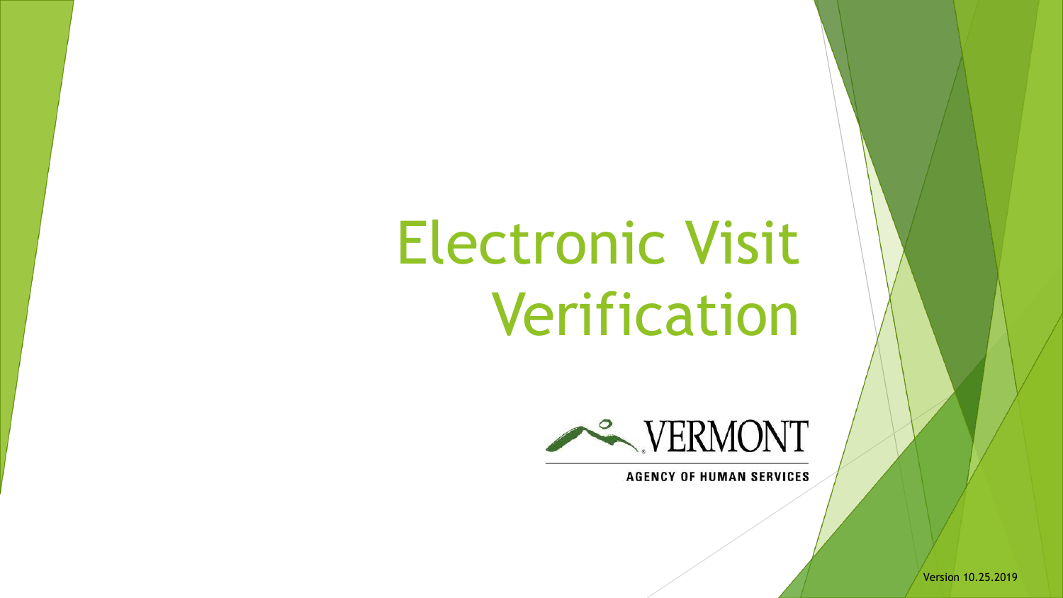# Electronic Visit Verification

VERMONT

AGENCY OF HUMAN SERVICES

Version 10.25.2019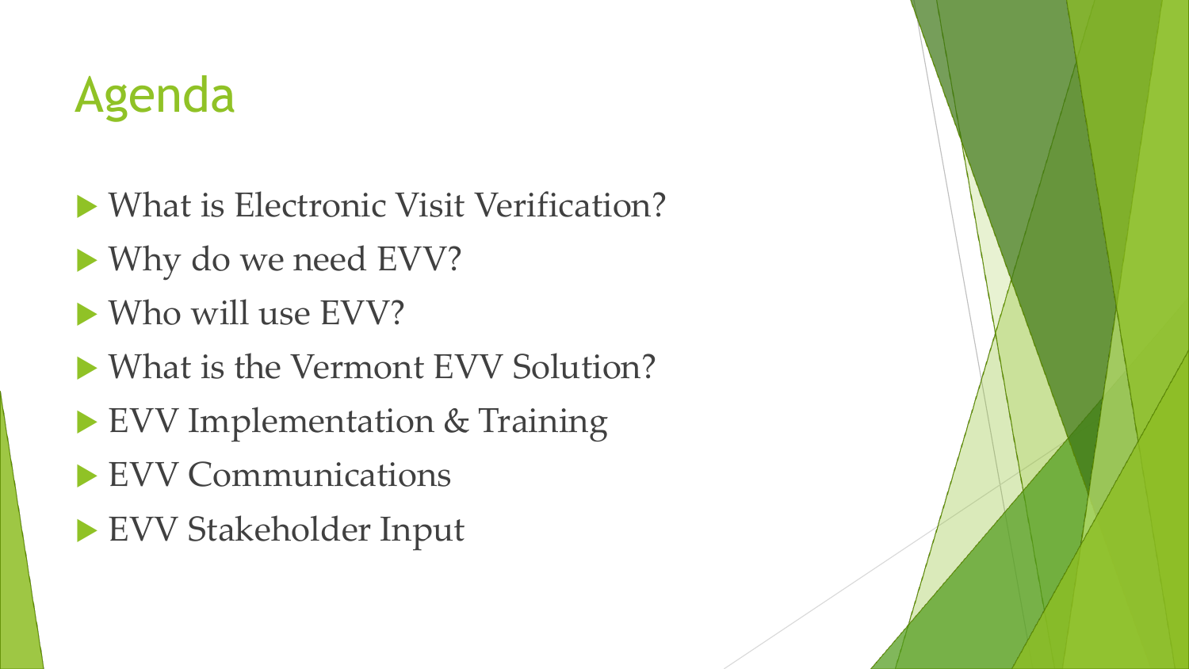# Agenda

- What is Electronic Visit Verification?
- Why do we need EVV?
- Who will use EVV?
- What is the Vermont EVV Solution?
- EVV Implementation & Training
- EVV Communications
- EVV Stakeholder Input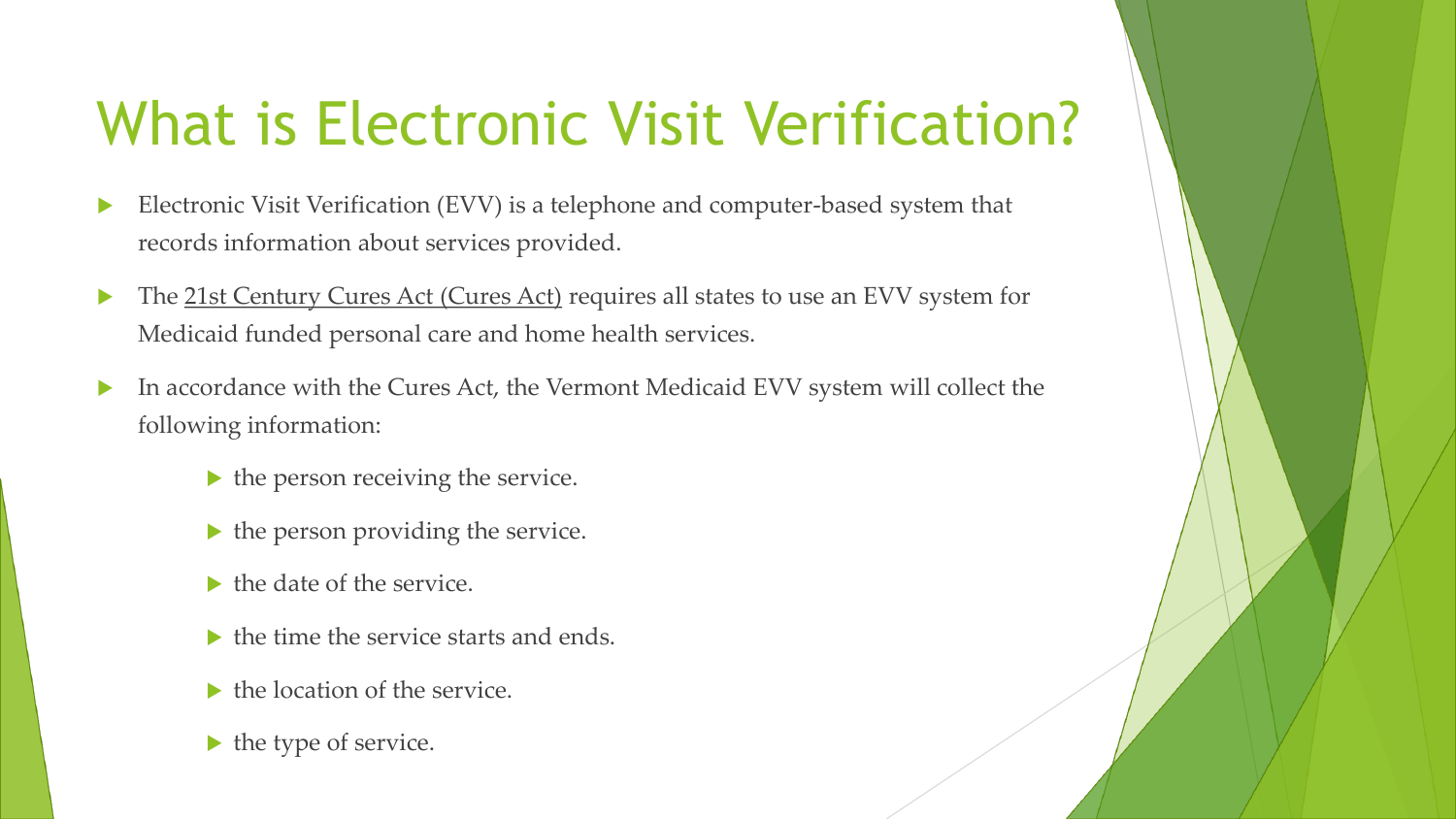# What is Electronic Visit Verification?

- Electronic Visit Verification (EVV) is a telephone and computer-based system that records information about services provided.
- The 21st Century Cures Act (Cures Act) requires all states to use an EVV system for Medicaid funded personal care and home health services.
- In accordance with the Cures Act, the Vermont Medicaid EVV system will collect the following information:
  - the person receiving the service.
  - the person providing the service.
  - the date of the service.
  - the time the service starts and ends.
  - the location of the service.
  - the type of service.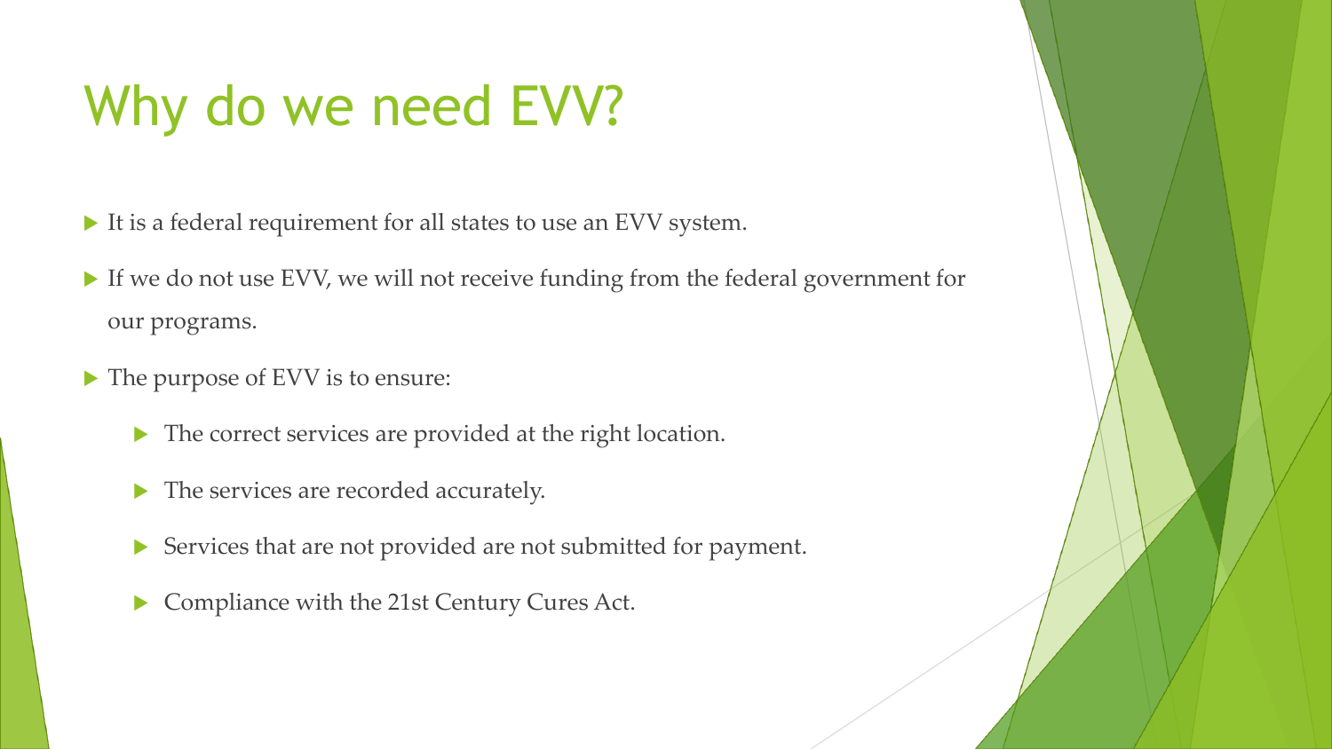# Why do we need EVV?

- It is a federal requirement for all states to use an EVV system.
- If we do not use EVV, we will not receive funding from the federal government for our programs.
- The purpose of EVV is to ensure:
  - The correct services are provided at the right location.
  - The services are recorded accurately.
  - Services that are not provided are not submitted for payment.
  - Compliance with the 21st Century Cures Act.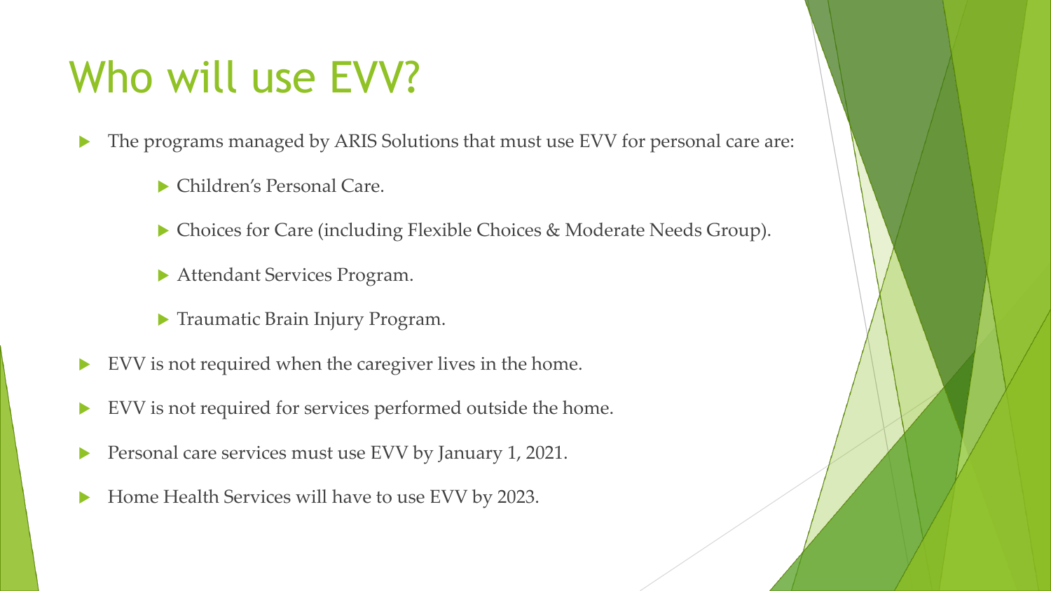# Who will use EVV?

- The programs managed by ARIS Solutions that must use EVV for personal care are:
  - Children's Personal Care.
  - Choices for Care (including Flexible Choices & Moderate Needs Group).
  - Attendant Services Program.
  - Traumatic Brain Injury Program.
- EVV is not required when the caregiver lives in the home.
- EVV is not required for services performed outside the home.
- Personal care services must use EVV by January 1, 2021.
- Home Health Services will have to use EVV by 2023.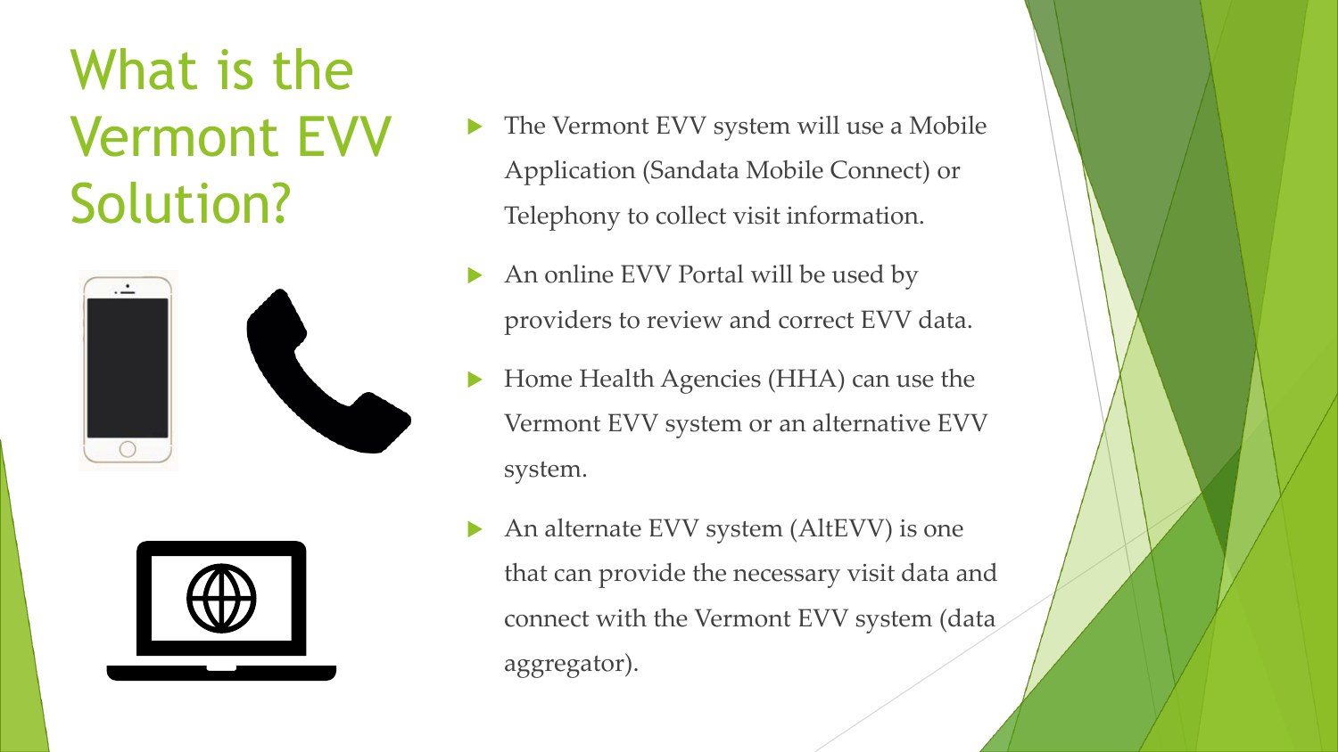# What is the Vermont EVV Solution?

- The Vermont EVV system will use a Mobile Application (Sandata Mobile Connect) or Telephony to collect visit information.
- An online EVV Portal will be used by providers to review and correct EVV data.
- Home Health Agencies (HHA) can use the Vermont EVV system or an alternative EVV system.
- An alternate EVV system (AltEVV) is one that can provide the necessary visit data and connect with the Vermont EVV system (data aggregator).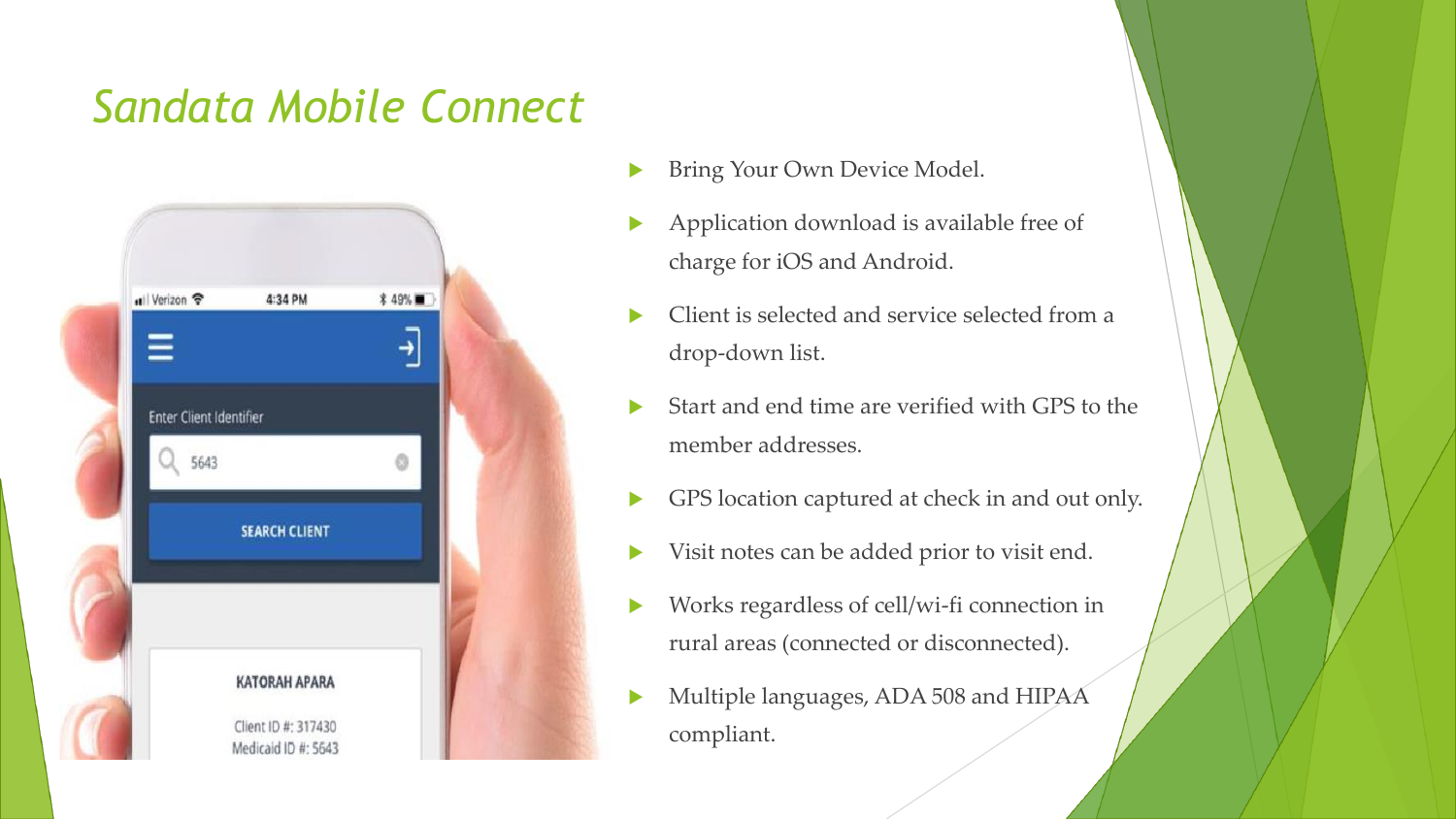# *Sandata Mobile Connect*

- Bring Your Own Device Model.
- Application download is available free of charge for iOS and Android.
- Client is selected and service selected from a drop-down list.
- Start and end time are verified with GPS to the member addresses.
- GPS location captured at check in and out only.
- Visit notes can be added prior to visit end.
- Works regardless of cell/wi-fi connection in rural areas (connected or disconnected).
- Multiple languages, ADA 508 and HIPAA compliant.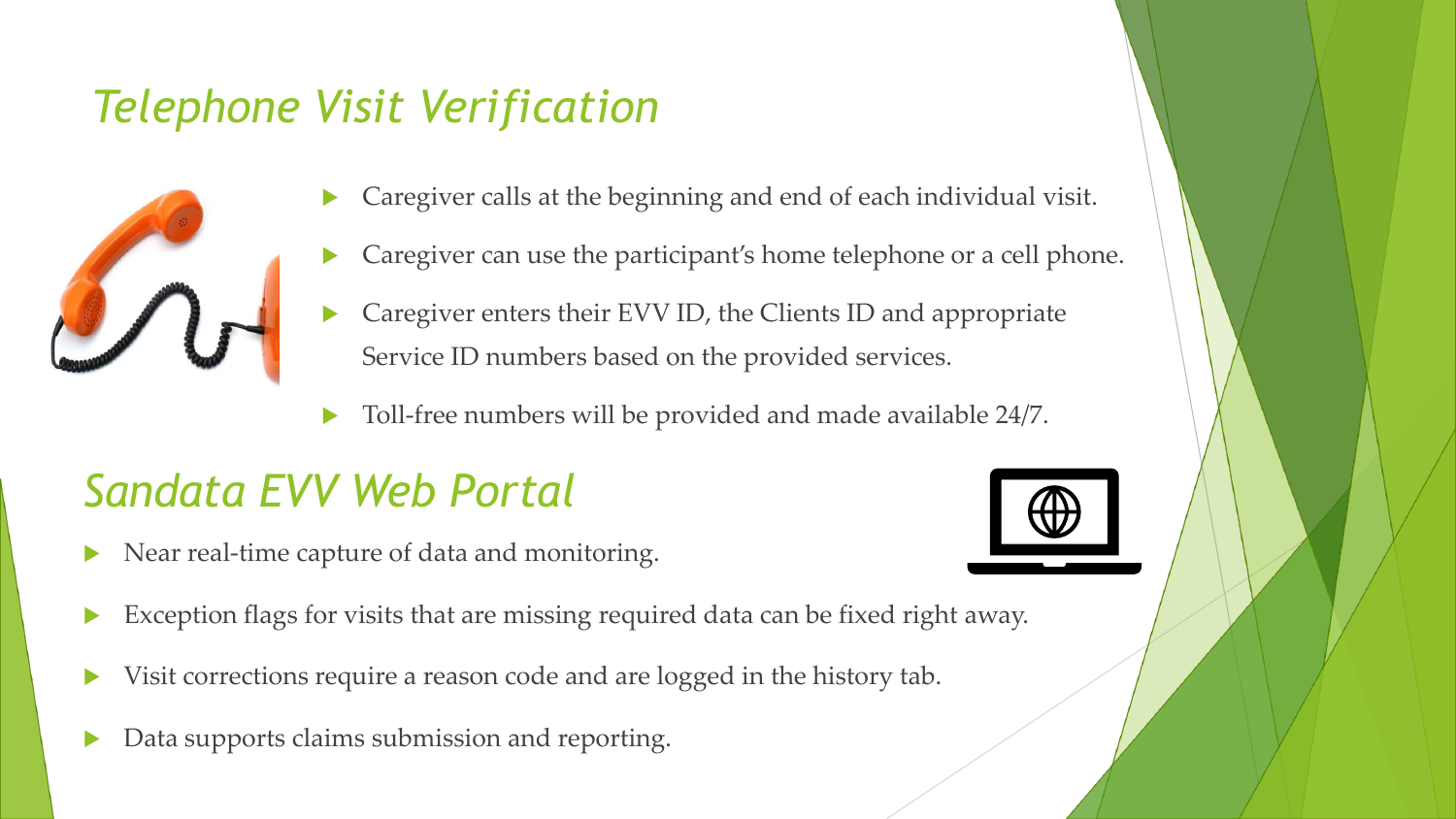## *Telephone Visit Verification*

- Caregiver calls at the beginning and end of each individual visit.
- Caregiver can use the participant's home telephone or a cell phone.
- Caregiver enters their EVV ID, the Clients ID and appropriate Service ID numbers based on the provided services.
- Toll-free numbers will be provided and made available 24/7.

## *Sandata EVV Web Portal*

- Near real-time capture of data and monitoring.
- Exception flags for visits that are missing required data can be fixed right away.
- Visit corrections require a reason code and are logged in the history tab.
- Data supports claims submission and reporting.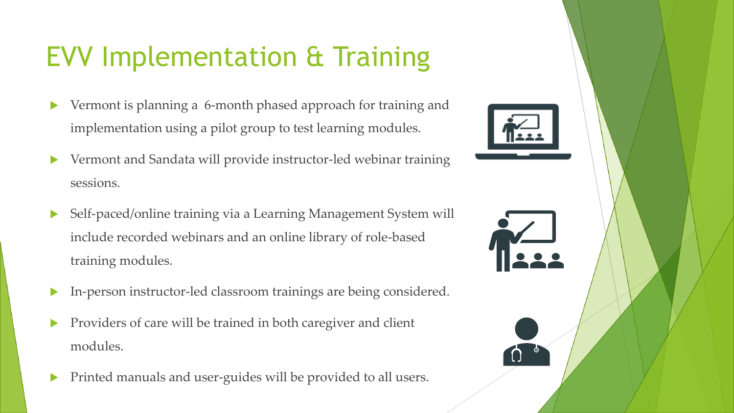# EVV Implementation & Training

- Vermont is planning a 6-month phased approach for training and implementation using a pilot group to test learning modules.
- Vermont and Sandata will provide instructor-led webinar training sessions.
- Self-paced/online training via a Learning Management System will include recorded webinars and an online library of role-based training modules.
- In-person instructor-led classroom trainings are being considered.
- Providers of care will be trained in both caregiver and client modules.
- Printed manuals and user-guides will be provided to all users.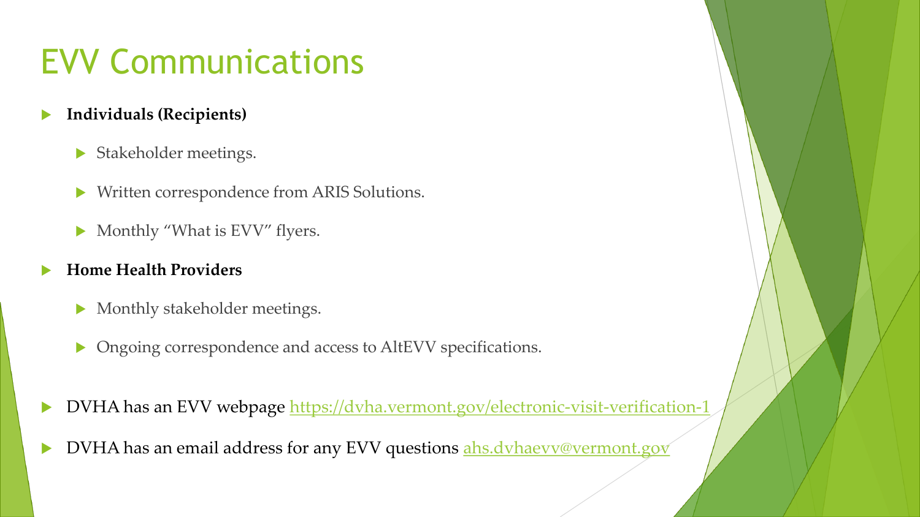# EVV Communications

- **Individuals (Recipients)**
  - Stakeholder meetings.
  - Written correspondence from ARIS Solutions.
  - Monthly "What is EVV" flyers.
- **Home Health Providers**
  - Monthly stakeholder meetings.
  - Ongoing correspondence and access to AltEVV specifications.
- DVHA has an EVV webpage https://dvha.vermont.gov/electronic-visit-verification-1
- DVHA has an email address for any EVV questions ahs.dvhaevv@vermont.gov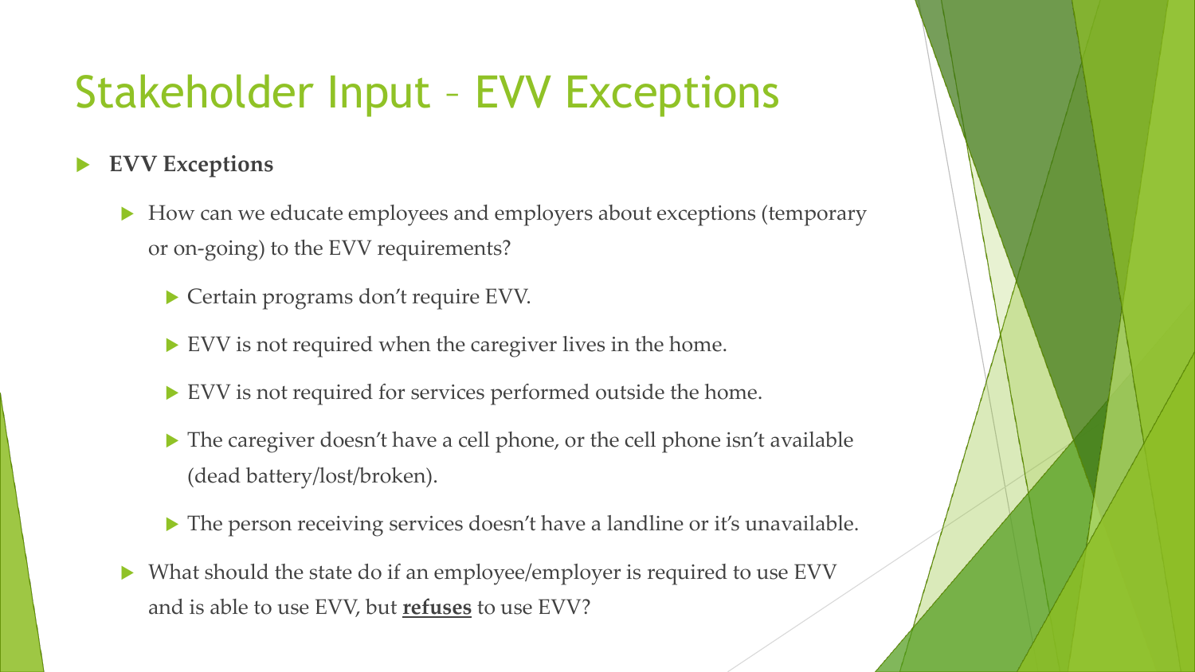# Stakeholder Input – EVV Exceptions

- **EVV Exceptions**
  - How can we educate employees and employers about exceptions (temporary or on-going) to the EVV requirements?
    - Certain programs don't require EVV.
    - EVV is not required when the caregiver lives in the home.
    - EVV is not required for services performed outside the home.
    - The caregiver doesn't have a cell phone, or the cell phone isn't available (dead battery/lost/broken).
    - The person receiving services doesn't have a landline or it's unavailable.
  - What should the state do if an employee/employer is required to use EVV and is able to use EVV, but **refuses** to use EVV?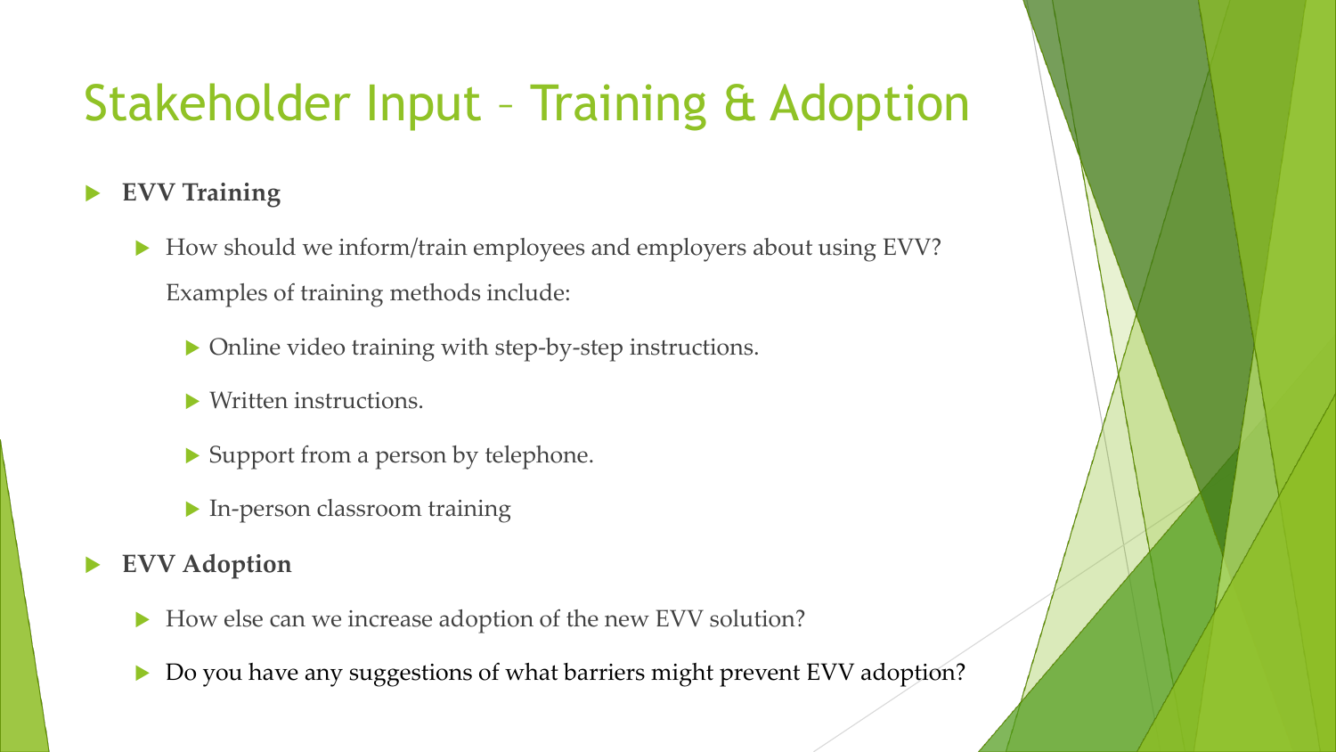# Stakeholder Input – Training & Adoption

- **EVV Training**
  - How should we inform/train employees and employers about using EVV? Examples of training methods include:
    - Online video training with step-by-step instructions.
    - Written instructions.
    - Support from a person by telephone.
    - In-person classroom training
- **EVV Adoption**
  - How else can we increase adoption of the new EVV solution?
  - Do you have any suggestions of what barriers might prevent EVV adoption?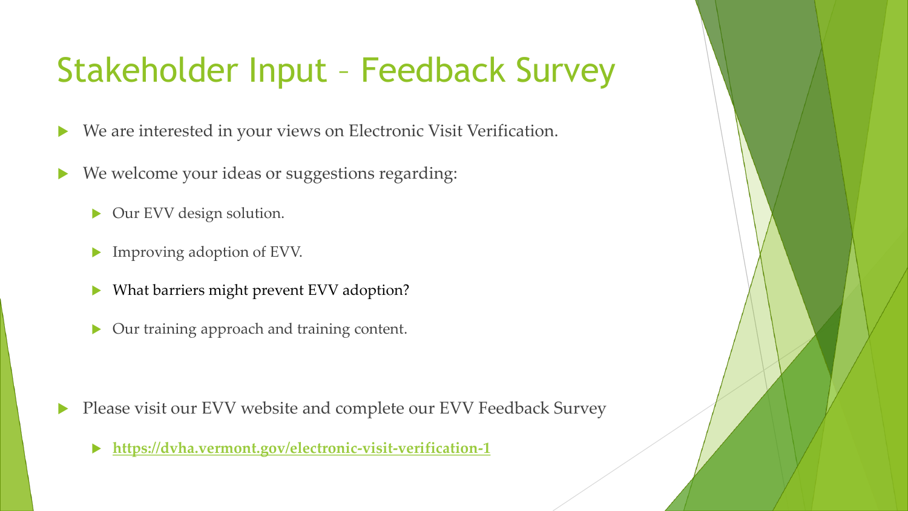# Stakeholder Input – Feedback Survey

- We are interested in your views on Electronic Visit Verification.
- We welcome your ideas or suggestions regarding:
  - Our EVV design solution.
  - Improving adoption of EVV.
  - What barriers might prevent EVV adoption?
  - Our training approach and training content.

- Please visit our EVV website and complete our EVV Feedback Survey
  - **https://dvha.vermont.gov/electronic-visit-verification-1**